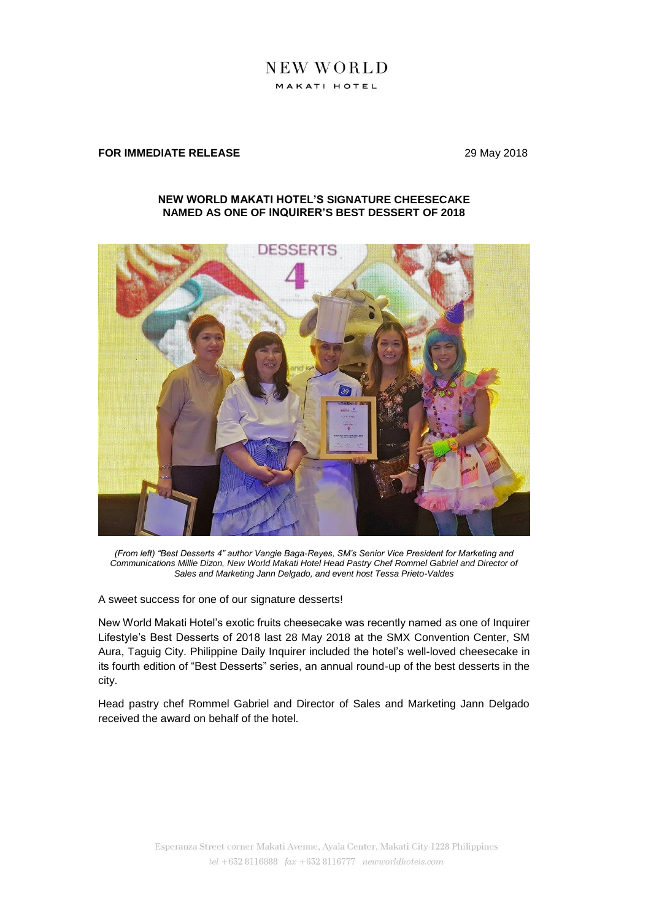NEW WORLD
MAKATI HOTEL

**FOR IMMEDIATE RELEASE** 29 May 2018

**NEW WORLD MAKATI HOTEL'S SIGNATURE CHEESECAKE NAMED AS ONE OF INQUIRER'S BEST DESSERT OF 2018**

*(From left) "Best Desserts 4" author Vangie Baga-Reyes, SM's Senior Vice President for Marketing and Communications Millie Dizon, New World Makati Hotel Head Pastry Chef Rommel Gabriel and Director of Sales and Marketing Jann Delgado, and event host Tessa Prieto-Valdes*

A sweet success for one of our signature desserts!

New World Makati Hotel's exotic fruits cheesecake was recently named as one of Inquirer Lifestyle's Best Desserts of 2018 last 28 May 2018 at the SMX Convention Center, SM Aura, Taguig City. Philippine Daily Inquirer included the hotel's well-loved cheesecake in its fourth edition of "Best Desserts" series, an annual round-up of the best desserts in the city.

Head pastry chef Rommel Gabriel and Director of Sales and Marketing Jann Delgado received the award on behalf of the hotel.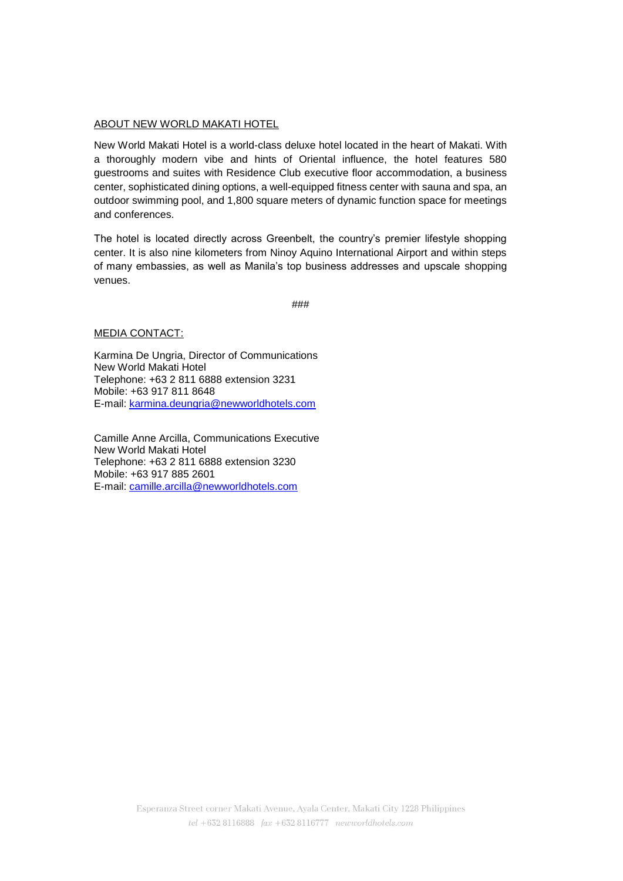ABOUT NEW WORLD MAKATI HOTEL

New World Makati Hotel is a world-class deluxe hotel located in the heart of Makati. With a thoroughly modern vibe and hints of Oriental influence, the hotel features 580 guestrooms and suites with Residence Club executive floor accommodation, a business center, sophisticated dining options, a well-equipped fitness center with sauna and spa, an outdoor swimming pool, and 1,800 square meters of dynamic function space for meetings and conferences.

The hotel is located directly across Greenbelt, the country's premier lifestyle shopping center. It is also nine kilometers from Ninoy Aquino International Airport and within steps of many embassies, as well as Manila's top business addresses and upscale shopping venues.

###

MEDIA CONTACT:

Karmina De Ungria, Director of Communications  
New World Makati Hotel  
Telephone: +63 2 811 6888 extension 3231  
Mobile: +63 917 811 8648  
E-mail: karmina.deungria@newworldhotels.com

Camille Anne Arcilla, Communications Executive  
New World Makati Hotel  
Telephone: +63 2 811 6888 extension 3230  
Mobile: +63 917 885 2601  
E-mail: camille.arcilla@newworldhotels.com

Esperanza Street corner Makati Avenue, Ayala Center, Makati City 1228 Philippines  
tel +632 8116888 fax +632 8116777 newworldhotels.com